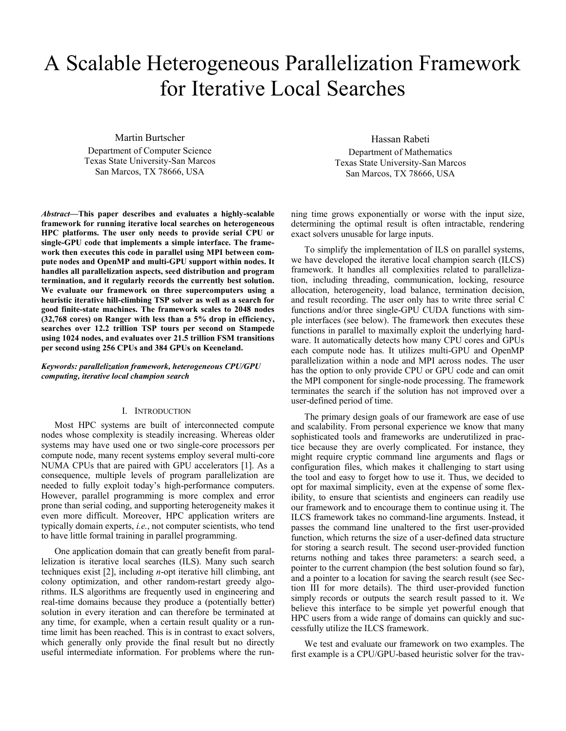# A Scalable Heterogeneous Parallelization Framework for Iterative Local Searches

Martin Burtscher
Department of Computer Science
Texas State University-San Marcos
San Marcos, TX 78666, USA

Hassan Rabeti
Department of Mathematics
Texas State University-San Marcos
San Marcos, TX 78666, USA

***Abstract*—This paper describes and evaluates a highly-scalable framework for running iterative local searches on heterogeneous HPC platforms. The user only needs to provide serial CPU or single-GPU code that implements a simple interface. The framework then executes this code in parallel using MPI between compute nodes and OpenMP and multi-GPU support within nodes. It handles all parallelization aspects, seed distribution and program termination, and it regularly records the currently best solution. We evaluate our framework on three supercomputers using a heuristic iterative hill-climbing TSP solver as well as a search for good finite-state machines. The framework scales to 2048 nodes (32,768 cores) on Ranger with less than a 5% drop in efficiency, searches over 12.2 trillion TSP tours per second on Stampede using 1024 nodes, and evaluates over 21.5 trillion FSM transitions per second using 256 CPUs and 384 GPUs on Keeneland.**

***Keywords: parallelization framework, heterogeneous CPU/GPU computing, iterative local champion search***

## I. Introduction

Most HPC systems are built of interconnected compute nodes whose complexity is steadily increasing. Whereas older systems may have used one or two single-core processors per compute node, many recent systems employ several multi-core NUMA CPUs that are paired with GPU accelerators [1]. As a consequence, multiple levels of program parallelization are needed to fully exploit today's high-performance computers. However, parallel programming is more complex and error prone than serial coding, and supporting heterogeneity makes it even more difficult. Moreover, HPC application writers are typically domain experts, *i.e.*, not computer scientists, who tend to have little formal training in parallel programming.

One application domain that can greatly benefit from parallelization is iterative local searches (ILS). Many such search techniques exist [2], including *n*-opt iterative hill climbing, ant colony optimization, and other random-restart greedy algorithms. ILS algorithms are frequently used in engineering and real-time domains because they produce a (potentially better) solution in every iteration and can therefore be terminated at any time, for example, when a certain result quality or a runtime limit has been reached. This is in contrast to exact solvers, which generally only provide the final result but no directly useful intermediate information. For problems where the running time grows exponentially or worse with the input size, determining the optimal result is often intractable, rendering exact solvers unusable for large inputs.

To simplify the implementation of ILS on parallel systems, we have developed the iterative local champion search (ILCS) framework. It handles all complexities related to parallelization, including threading, communication, locking, resource allocation, heterogeneity, load balance, termination decision, and result recording. The user only has to write three serial C functions and/or three single-GPU CUDA functions with simple interfaces (see below). The framework then executes these functions in parallel to maximally exploit the underlying hardware. It automatically detects how many CPU cores and GPUs each compute node has. It utilizes multi-GPU and OpenMP parallelization within a node and MPI across nodes. The user has the option to only provide CPU or GPU code and can omit the MPI component for single-node processing. The framework terminates the search if the solution has not improved over a user-defined period of time.

The primary design goals of our framework are ease of use and scalability. From personal experience we know that many sophisticated tools and frameworks are underutilized in practice because they are overly complicated. For instance, they might require cryptic command line arguments and flags or configuration files, which makes it challenging to start using the tool and easy to forget how to use it. Thus, we decided to opt for maximal simplicity, even at the expense of some flexibility, to ensure that scientists and engineers can readily use our framework and to encourage them to continue using it. The ILCS framework takes no command-line arguments. Instead, it passes the command line unaltered to the first user-provided function, which returns the size of a user-defined data structure for storing a search result. The second user-provided function returns nothing and takes three parameters: a search seed, a pointer to the current champion (the best solution found so far), and a pointer to a location for saving the search result (see Section III for more details). The third user-provided function simply records or outputs the search result passed to it. We believe this interface to be simple yet powerful enough that HPC users from a wide range of domains can quickly and successfully utilize the ILCS framework.

We test and evaluate our framework on two examples. The first example is a CPU/GPU-based heuristic solver for the trav-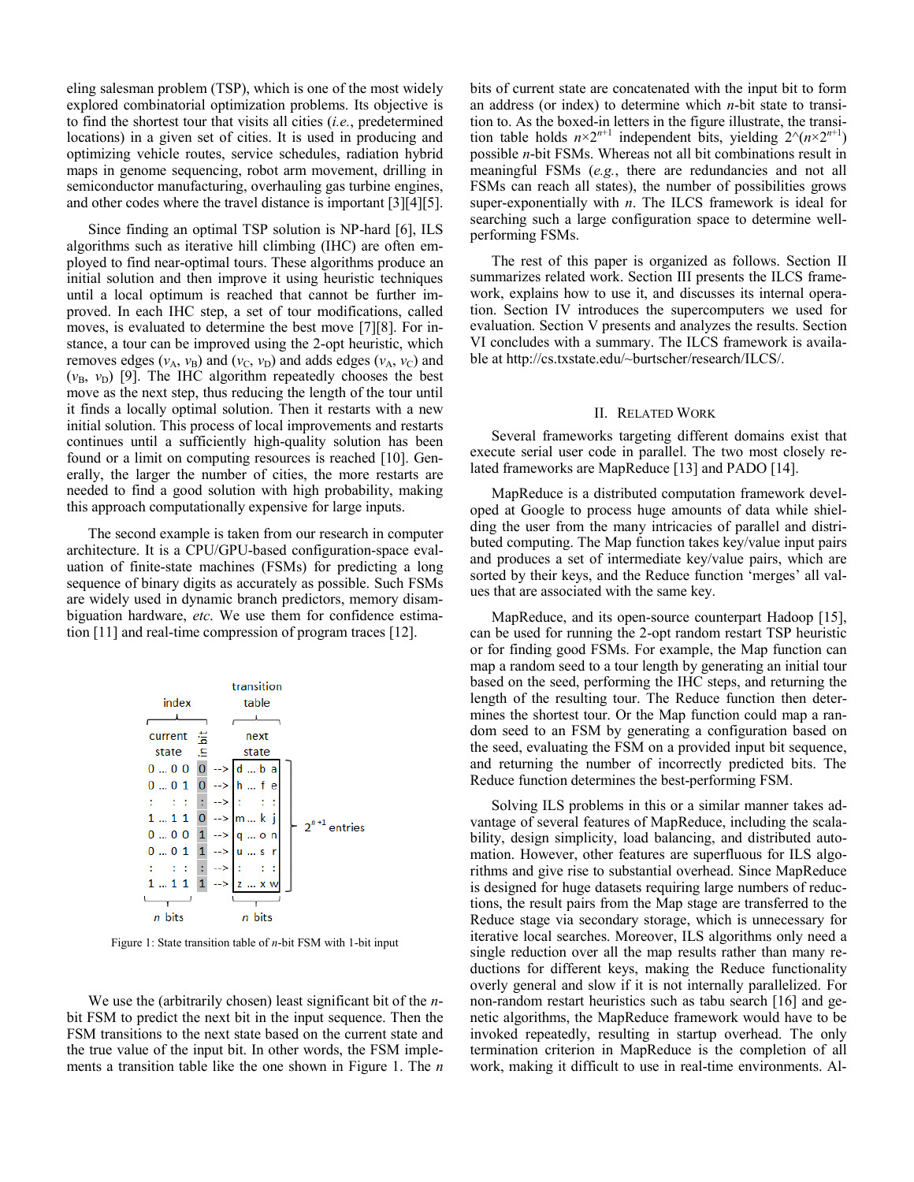eling salesman problem (TSP), which is one of the most widely explored combinatorial optimization problems. Its objective is to find the shortest tour that visits all cities (*i.e.*, predetermined locations) in a given set of cities. It is used in producing and optimizing vehicle routes, service schedules, radiation hybrid maps in genome sequencing, robot arm movement, drilling in semiconductor manufacturing, overhauling gas turbine engines, and other codes where the travel distance is important [3][4][5].

Since finding an optimal TSP solution is NP-hard [6], ILS algorithms such as iterative hill climbing (IHC) are often employed to find near-optimal tours. These algorithms produce an initial solution and then improve it using heuristic techniques until a local optimum is reached that cannot be further improved. In each IHC step, a set of tour modifications, called moves, is evaluated to determine the best move [7][8]. For instance, a tour can be improved using the 2-opt heuristic, which removes edges ($v_A$, $v_B$) and ($v_C$, $v_D$) and adds edges ($v_A$, $v_C$) and ($v_B$, $v_D$) [9]. The IHC algorithm repeatedly chooses the best move as the next step, thus reducing the length of the tour until it finds a locally optimal solution. Then it restarts with a new initial solution. This process of local improvements and restarts continues until a sufficiently high-quality solution has been found or a limit on computing resources is reached [10]. Generally, the larger the number of cities, the more restarts are needed to find a good solution with high probability, making this approach computationally expensive for large inputs.

The second example is taken from our research in computer architecture. It is a CPU/GPU-based configuration-space evaluation of finite-state machines (FSMs) for predicting a long sequence of binary digits as accurately as possible. Such FSMs are widely used in dynamic branch predictors, memory disambiguation hardware, *etc*. We use them for confidence estimation [11] and real-time compression of program traces [12].

| current state | in bit | | next state |
|---|---|---|---|
| 0 … 0 0 | 0 | --> | d … b a |
| 0 … 0 1 | 0 | --> | h … f e |
| : : : | : | --> | : : : |
| 1 … 1 1 | 0 | --> | m … k j |
| 0 … 0 0 | 1 | --> | q … o n |
| 0 … 0 1 | 1 | --> | u … s r |
| : : : | : | --> | : : : |
| 1 … 1 1 | 1 | --> | z … x w |

(index: current state + in bit, $n$ bits; transition table: next state, $n$ bits; $2^{n+1}$ entries)

Figure 1: State transition table of $n$-bit FSM with 1-bit input

We use the (arbitrarily chosen) least significant bit of the $n$-bit FSM to predict the next bit in the input sequence. Then the FSM transitions to the next state based on the current state and the true value of the input bit. In other words, the FSM implements a transition table like the one shown in Figure 1. The $n$ bits of current state are concatenated with the input bit to form an address (or index) to determine which $n$-bit state to transition to. As the boxed-in letters in the figure illustrate, the transition table holds $n \times 2^{n+1}$ independent bits, yielding $2^{\wedge}(n \times 2^{n+1})$ possible $n$-bit FSMs. Whereas not all bit combinations result in meaningful FSMs (*e.g.*, there are redundancies and not all FSMs can reach all states), the number of possibilities grows super-exponentially with $n$. The ILCS framework is ideal for searching such a large configuration space to determine well-performing FSMs.

The rest of this paper is organized as follows. Section II summarizes related work. Section III presents the ILCS framework, explains how to use it, and discusses its internal operation. Section IV introduces the supercomputers we used for evaluation. Section V presents and analyzes the results. Section VI concludes with a summary. The ILCS framework is available at http://cs.txstate.edu/~burtscher/research/ILCS/.

## II. Related Work

Several frameworks targeting different domains exist that execute serial user code in parallel. The two most closely related frameworks are MapReduce [13] and PADO [14].

MapReduce is a distributed computation framework developed at Google to process huge amounts of data while shielding the user from the many intricacies of parallel and distributed computing. The Map function takes key/value input pairs and produces a set of intermediate key/value pairs, which are sorted by their keys, and the Reduce function 'merges' all values that are associated with the same key.

MapReduce, and its open-source counterpart Hadoop [15], can be used for running the 2-opt random restart TSP heuristic or for finding good FSMs. For example, the Map function can map a random seed to a tour length by generating an initial tour based on the seed, performing the IHC steps, and returning the length of the resulting tour. The Reduce function then determines the shortest tour. Or the Map function could map a random seed to an FSM by generating a configuration based on the seed, evaluating the FSM on a provided input bit sequence, and returning the number of incorrectly predicted bits. The Reduce function determines the best-performing FSM.

Solving ILS problems in this or a similar manner takes advantage of several features of MapReduce, including the scalability, design simplicity, load balancing, and distributed automation. However, other features are superfluous for ILS algorithms and give rise to substantial overhead. Since MapReduce is designed for huge datasets requiring large numbers of reductions, the result pairs from the Map stage are transferred to the Reduce stage via secondary storage, which is unnecessary for iterative local searches. Moreover, ILS algorithms only need a single reduction over all the map results rather than many reductions for different keys, making the Reduce functionality overly general and slow if it is not internally parallelized. For non-random restart heuristics such as tabu search [16] and genetic algorithms, the MapReduce framework would have to be invoked repeatedly, resulting in startup overhead. The only termination criterion in MapReduce is the completion of all work, making it difficult to use in real-time environments. Al-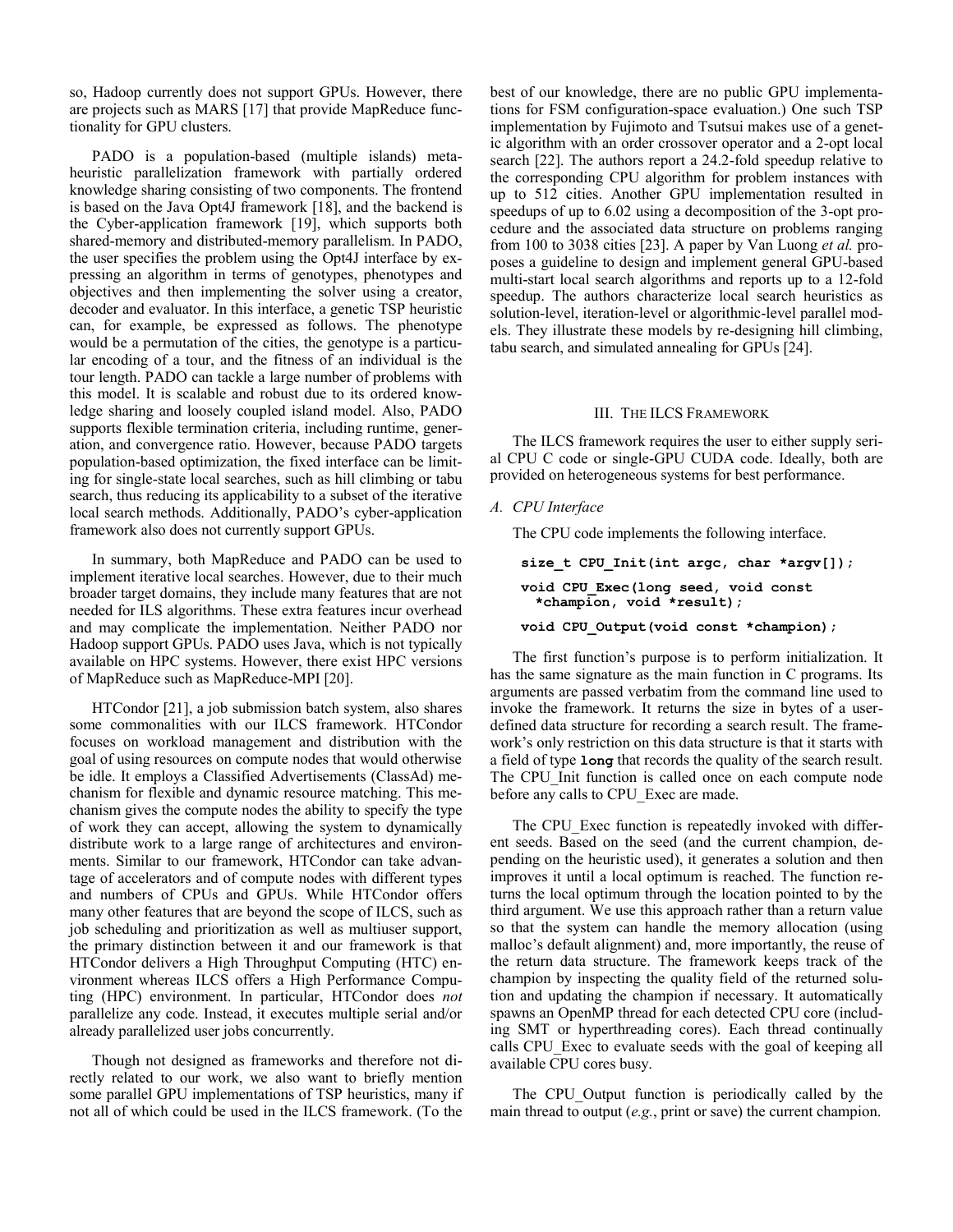so, Hadoop currently does not support GPUs. However, there are projects such as MARS [17] that provide MapReduce functionality for GPU clusters.

PADO is a population-based (multiple islands) metaheuristic parallelization framework with partially ordered knowledge sharing consisting of two components. The frontend is based on the Java Opt4J framework [18], and the backend is the Cyber-application framework [19], which supports both shared-memory and distributed-memory parallelism. In PADO, the user specifies the problem using the Opt4J interface by expressing an algorithm in terms of genotypes, phenotypes and objectives and then implementing the solver using a creator, decoder and evaluator. In this interface, a genetic TSP heuristic can, for example, be expressed as follows. The phenotype would be a permutation of the cities, the genotype is a particular encoding of a tour, and the fitness of an individual is the tour length. PADO can tackle a large number of problems with this model. It is scalable and robust due to its ordered knowledge sharing and loosely coupled island model. Also, PADO supports flexible termination criteria, including runtime, generation, and convergence ratio. However, because PADO targets population-based optimization, the fixed interface can be limiting for single-state local searches, such as hill climbing or tabu search, thus reducing its applicability to a subset of the iterative local search methods. Additionally, PADO's cyber-application framework also does not currently support GPUs.

In summary, both MapReduce and PADO can be used to implement iterative local searches. However, due to their much broader target domains, they include many features that are not needed for ILS algorithms. These extra features incur overhead and may complicate the implementation. Neither PADO nor Hadoop support GPUs. PADO uses Java, which is not typically available on HPC systems. However, there exist HPC versions of MapReduce such as MapReduce-MPI [20].

HTCondor [21], a job submission batch system, also shares some commonalities with our ILCS framework. HTCondor focuses on workload management and distribution with the goal of using resources on compute nodes that would otherwise be idle. It employs a Classified Advertisements (ClassAd) mechanism for flexible and dynamic resource matching. This mechanism gives the compute nodes the ability to specify the type of work they can accept, allowing the system to dynamically distribute work to a large range of architectures and environments. Similar to our framework, HTCondor can take advantage of accelerators and of compute nodes with different types and numbers of CPUs and GPUs. While HTCondor offers many other features that are beyond the scope of ILCS, such as job scheduling and prioritization as well as multiuser support, the primary distinction between it and our framework is that HTCondor delivers a High Throughput Computing (HTC) environment whereas ILCS offers a High Performance Computing (HPC) environment. In particular, HTCondor does *not* parallelize any code. Instead, it executes multiple serial and/or already parallelized user jobs concurrently.

Though not designed as frameworks and therefore not directly related to our work, we also want to briefly mention some parallel GPU implementations of TSP heuristics, many if not all of which could be used in the ILCS framework. (To the best of our knowledge, there are no public GPU implementations for FSM configuration-space evaluation.) One such TSP implementation by Fujimoto and Tsutsui makes use of a genetic algorithm with an order crossover operator and a 2-opt local search [22]. The authors report a 24.2-fold speedup relative to the corresponding CPU algorithm for problem instances with up to 512 cities. Another GPU implementation resulted in speedups of up to 6.02 using a decomposition of the 3-opt procedure and the associated data structure on problems ranging from 100 to 3038 cities [23]. A paper by Van Luong *et al.* proposes a guideline to design and implement general GPU-based multi-start local search algorithms and reports up to a 12-fold speedup. The authors characterize local search heuristics as solution-level, iteration-level or algorithmic-level parallel models. They illustrate these models by re-designing hill climbing, tabu search, and simulated annealing for GPUs [24].

## III. The ILCS Framework

The ILCS framework requires the user to either supply serial CPU C code or single-GPU CUDA code. Ideally, both are provided on heterogeneous systems for best performance.

### A. CPU Interface

The CPU code implements the following interface.

```
size_t CPU_Init(int argc, char *argv[]);

void CPU_Exec(long seed, void const
  *champion, void *result);

void CPU_Output(void const *champion);
```

The first function's purpose is to perform initialization. It has the same signature as the main function in C programs. Its arguments are passed verbatim from the command line used to invoke the framework. It returns the size in bytes of a user-defined data structure for recording a search result. The framework's only restriction on this data structure is that it starts with a field of type **long** that records the quality of the search result. The CPU_Init function is called once on each compute node before any calls to CPU_Exec are made.

The CPU_Exec function is repeatedly invoked with different seeds. Based on the seed (and the current champion, depending on the heuristic used), it generates a solution and then improves it until a local optimum is reached. The function returns the local optimum through the location pointed to by the third argument. We use this approach rather than a return value so that the system can handle the memory allocation (using malloc's default alignment) and, more importantly, the reuse of the return data structure. The framework keeps track of the champion by inspecting the quality field of the returned solution and updating the champion if necessary. It automatically spawns an OpenMP thread for each detected CPU core (including SMT or hyperthreading cores). Each thread continually calls CPU_Exec to evaluate seeds with the goal of keeping all available CPU cores busy.

The CPU_Output function is periodically called by the main thread to output (*e.g.*, print or save) the current champion.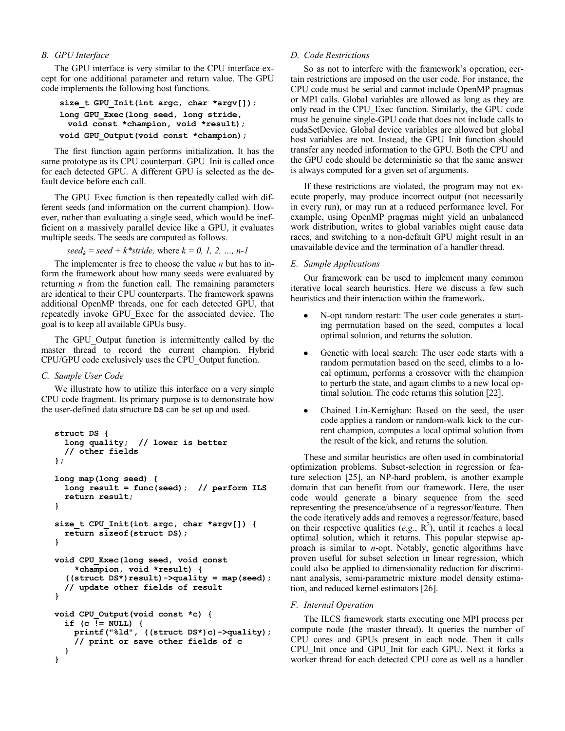### B. GPU Interface

The GPU interface is very similar to the CPU interface except for one additional parameter and return value. The GPU code implements the following host functions.

```
size_t GPU_Init(int argc, char *argv[]);
long GPU_Exec(long seed, long stride,
  void const *champion, void *result);
void GPU_Output(void const *champion);
```

The first function again performs initialization. It has the same prototype as its CPU counterpart. GPU_Init is called once for each detected GPU. A different GPU is selected as the default device before each call.

The GPU_Exec function is then repeatedly called with different seeds (and information on the current champion). However, rather than evaluating a single seed, which would be inefficient on a massively parallel device like a GPU, it evaluates multiple seeds. The seeds are computed as follows.

$$seed_k = seed + k*stride, \text{ where } k = 0, 1, 2, \ldots, n-1$$

The implementer is free to choose the value $n$ but has to inform the framework about how many seeds were evaluated by returning $n$ from the function call. The remaining parameters are identical to their CPU counterparts. The framework spawns additional OpenMP threads, one for each detected GPU, that repeatedly invoke GPU_Exec for the associated device. The goal is to keep all available GPUs busy.

The GPU_Output function is intermittently called by the master thread to record the current champion. Hybrid CPU/GPU code exclusively uses the CPU_Output function.

### C. Sample User Code

We illustrate how to utilize this interface on a very simple CPU code fragment. Its primary purpose is to demonstrate how the user-defined data structure **DS** can be set up and used.

```
struct DS {
  long quality;  // lower is better
  // other fields
};

long map(long seed) {
  long result = func(seed);  // perform ILS
  return result;
}

size_t CPU_Init(int argc, char *argv[]) {
  return sizeof(struct DS);
}

void CPU_Exec(long seed, void const
    *champion, void *result) {
  ((struct DS*)result)->quality = map(seed);
  // update other fields of result
}

void CPU_Output(void const *c) {
  if (c != NULL) {
    printf("%ld", ((struct DS*)c)->quality);
    // print or save other fields of c
  }
}
```

### D. Code Restrictions

So as not to interfere with the framework's operation, certain restrictions are imposed on the user code. For instance, the CPU code must be serial and cannot include OpenMP pragmas or MPI calls. Global variables are allowed as long as they are only read in the CPU_Exec function. Similarly, the GPU code must be genuine single-GPU code that does not include calls to cudaSetDevice. Global device variables are allowed but global host variables are not. Instead, the GPU_Init function should transfer any needed information to the GPU. Both the CPU and the GPU code should be deterministic so that the same answer is always computed for a given set of arguments.

If these restrictions are violated, the program may not execute properly, may produce incorrect output (not necessarily in every run), or may run at a reduced performance level. For example, using OpenMP pragmas might yield an unbalanced work distribution, writes to global variables might cause data races, and switching to a non-default GPU might result in an unavailable device and the termination of a handler thread.

### E. Sample Applications

Our framework can be used to implement many common iterative local search heuristics. Here we discuss a few such heuristics and their interaction within the framework.

- N-opt random restart: The user code generates a starting permutation based on the seed, computes a local optimal solution, and returns the solution.
- Genetic with local search: The user code starts with a random permutation based on the seed, climbs to a local optimum, performs a crossover with the champion to perturb the state, and again climbs to a new local optimal solution. The code returns this solution [22].
- Chained Lin-Kernighan: Based on the seed, the user code applies a random or random-walk kick to the current champion, computes a local optimal solution from the result of the kick, and returns the solution.

These and similar heuristics are often used in combinatorial optimization problems. Subset-selection in regression or feature selection [25], an NP-hard problem, is another example domain that can benefit from our framework. Here, the user code would generate a binary sequence from the seed representing the presence/absence of a regressor/feature. Then the code iteratively adds and removes a regressor/feature, based on their respective qualities (*e.g.*, $R^2$), until it reaches a local optimal solution, which it returns. This popular stepwise approach is similar to *n*-opt. Notably, genetic algorithms have proven useful for subset selection in linear regression, which could also be applied to dimensionality reduction for discriminant analysis, semi-parametric mixture model density estimation, and reduced kernel estimators [26].

### F. Internal Operation

The ILCS framework starts executing one MPI process per compute node (the master thread). It queries the number of CPU cores and GPUs present in each node. Then it calls CPU_Init once and GPU_Init for each GPU. Next it forks a worker thread for each detected CPU core as well as a handler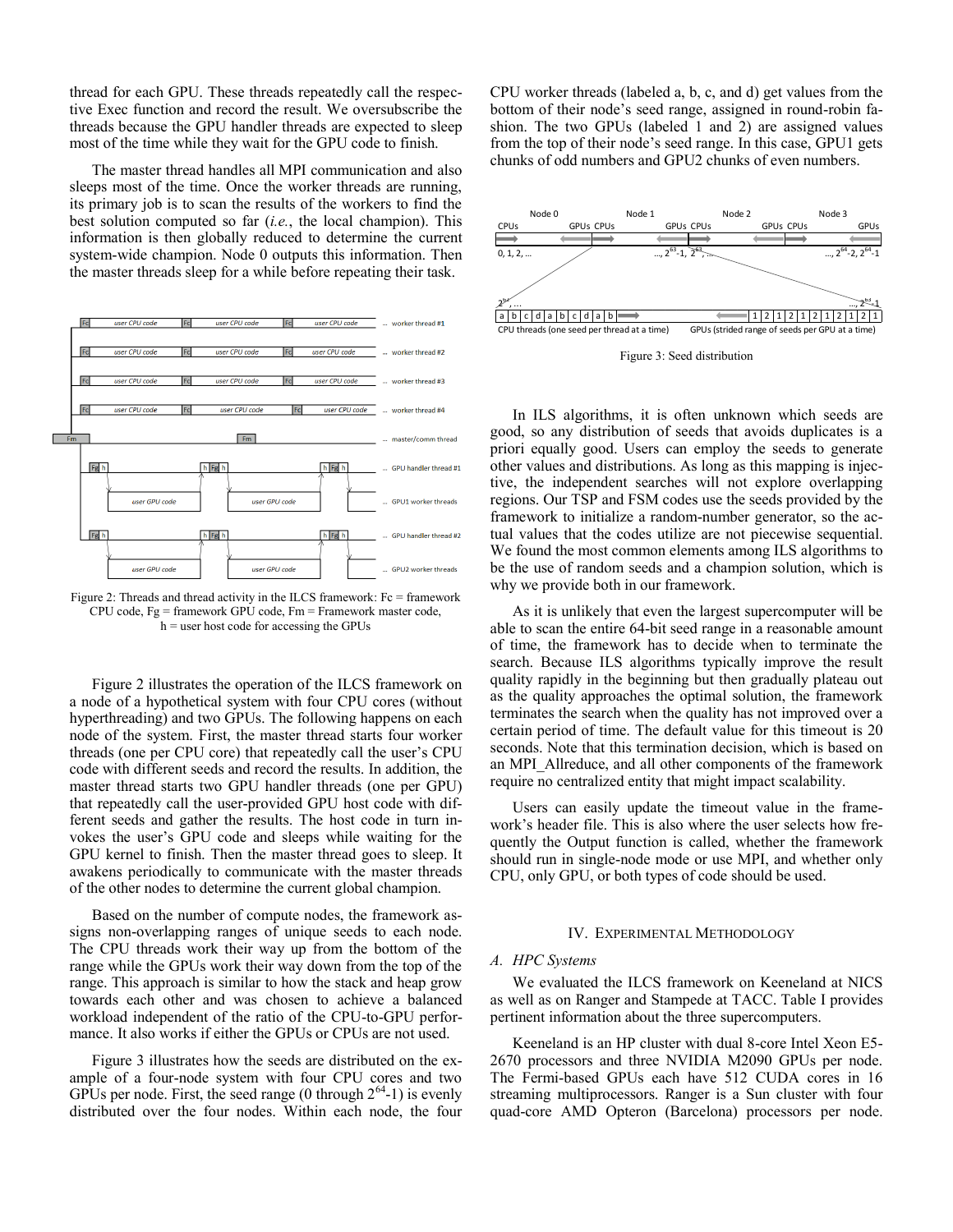thread for each GPU. These threads repeatedly call the respective Exec function and record the result. We oversubscribe the threads because the GPU handler threads are expected to sleep most of the time while they wait for the GPU code to finish.

The master thread handles all MPI communication and also sleeps most of the time. Once the worker threads are running, its primary job is to scan the results of the workers to find the best solution computed so far (*i.e.*, the local champion). This information is then globally reduced to determine the current system-wide champion. Node 0 outputs this information. Then the master threads sleep for a while before repeating their task.

Fc user CPU code Fc user CPU code Fc user CPU code ... worker thread #1

Fc user CPU code Fc user CPU code Fc user CPU code ... worker thread #2

Fc user CPU code Fc user CPU code Fc user CPU code ... worker thread #3

Fc user CPU code Fc user CPU code Fc user CPU code ... worker thread #4

Fm Fm ... master/comm thread

Fg h h Fg h h Fg h ... GPU handler thread #1

user GPU code user GPU code ... GPU1 worker threads

Fg h h Fg h h Fg h ... GPU handler thread #2

user GPU code user GPU code ... GPU2 worker threads

Figure 2: Threads and thread activity in the ILCS framework: Fc = framework CPU code, Fg = framework GPU code, Fm = Framework master code, h = user host code for accessing the GPUs

Figure 2 illustrates the operation of the ILCS framework on a node of a hypothetical system with four CPU cores (without hyperthreading) and two GPUs. The following happens on each node of the system. First, the master thread starts four worker threads (one per CPU core) that repeatedly call the user's CPU code with different seeds and record the results. In addition, the master thread starts two GPU handler threads (one per GPU) that repeatedly call the user-provided GPU host code with different seeds and gather the results. The host code in turn invokes the user's GPU code and sleeps while waiting for the GPU kernel to finish. Then the master thread goes to sleep. It awakens periodically to communicate with the master threads of the other nodes to determine the current global champion.

Based on the number of compute nodes, the framework assigns non-overlapping ranges of unique seeds to each node. The CPU threads work their way up from the bottom of the range while the GPUs work their way down from the top of the range. This approach is similar to how the stack and heap grow towards each other and was chosen to achieve a balanced workload independent of the ratio of the CPU-to-GPU performance. It also works if either the GPUs or CPUs are not used.

Figure 3 illustrates how the seeds are distributed on the example of a four-node system with four CPU cores and two GPUs per node. First, the seed range (0 through $2^{64}$-1) is evenly distributed over the four nodes. Within each node, the four CPU worker threads (labeled a, b, c, and d) get values from the bottom of their node's seed range, assigned in round-robin fashion. The two GPUs (labeled 1 and 2) are assigned values from the top of their node's seed range. In this case, GPU1 gets chunks of odd numbers and GPU2 chunks of even numbers.

Node 0 Node 1 Node 2 Node 3

CPUs GPUs CPUs GPUs CPUs GPUs CPUs GPUs

0, 1, 2, ... ..., $2^{63}$-1, $2^{63}$, ... ..., $2^{64}$-2, $2^{64}$-1

$2^{62}$, ... ..., $2^{63}$-1

a b c d a b c d a b 1 2 1 2 1 2 1 2 1 2 1

CPU threads (one seed per thread at a time) GPUs (strided range of seeds per GPU at a time)

Figure 3: Seed distribution

In ILS algorithms, it is often unknown which seeds are good, so any distribution of seeds that avoids duplicates is a priori equally good. Users can employ the seeds to generate other values and distributions. As long as this mapping is injective, the independent searches will not explore overlapping regions. Our TSP and FSM codes use the seeds provided by the framework to initialize a random-number generator, so the actual values that the codes utilize are not piecewise sequential. We found the most common elements among ILS algorithms to be the use of random seeds and a champion solution, which is why we provide both in our framework.

As it is unlikely that even the largest supercomputer will be able to scan the entire 64-bit seed range in a reasonable amount of time, the framework has to decide when to terminate the search. Because ILS algorithms typically improve the result quality rapidly in the beginning but then gradually plateau out as the quality approaches the optimal solution, the framework terminates the search when the quality has not improved over a certain period of time. The default value for this timeout is 20 seconds. Note that this termination decision, which is based on an MPI_Allreduce, and all other components of the framework require no centralized entity that might impact scalability.

Users can easily update the timeout value in the framework's header file. This is also where the user selects how frequently the Output function is called, whether the framework should run in single-node mode or use MPI, and whether only CPU, only GPU, or both types of code should be used.

## IV. Experimental Methodology

### A. HPC Systems

We evaluated the ILCS framework on Keeneland at NICS as well as on Ranger and Stampede at TACC. Table I provides pertinent information about the three supercomputers.

Keeneland is an HP cluster with dual 8-core Intel Xeon E5-2670 processors and three NVIDIA M2090 GPUs per node. The Fermi-based GPUs each have 512 CUDA cores in 16 streaming multiprocessors. Ranger is a Sun cluster with four quad-core AMD Opteron (Barcelona) processors per node.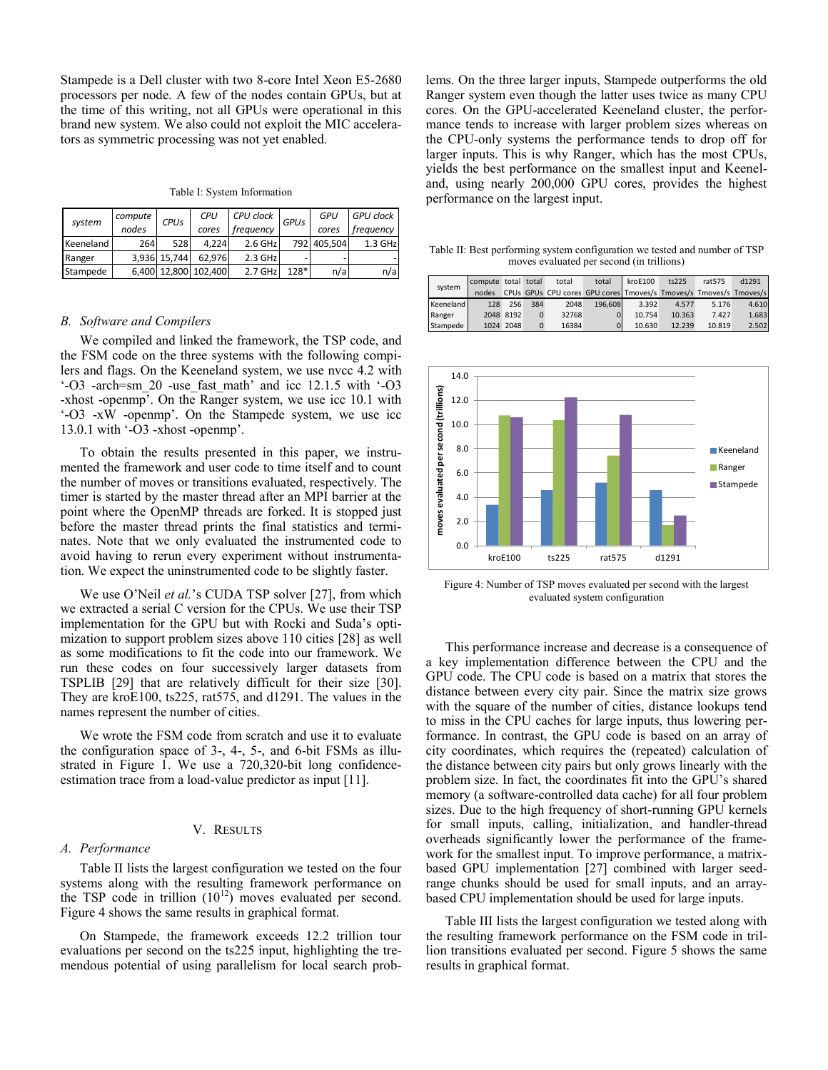Stampede is a Dell cluster with two 8-core Intel Xeon E5-2680 processors per node. A few of the nodes contain GPUs, but at the time of this writing, not all GPUs were operational in this brand new system. We also could not exploit the MIC accelerators as symmetric processing was not yet enabled.

Table I: System Information

| *system* | *compute nodes* | *CPUs* | *CPU cores* | *CPU clock frequency* | *GPUs* | *GPU cores* | *GPU clock frequency* |
|---|---|---|---|---|---|---|---|
| Keeneland | 264 | 528 | 4,224 | 2.6 GHz | 792 | 405,504 | 1.3 GHz |
| Ranger | 3,936 | 15,744 | 62,976 | 2.3 GHz | - | - | - |
| Stampede | 6,400 | 12,800 | 102,400 | 2.7 GHz | 128* | n/a | n/a |

### B. Software and Compilers

We compiled and linked the framework, the TSP code, and the FSM code on the three systems with the following compilers and flags. On the Keeneland system, we use nvcc 4.2 with '-O3 -arch=sm_20 -use_fast_math' and icc 12.1.5 with '-O3 -xhost -openmp'. On the Ranger system, we use icc 10.1 with '-O3 -xW -openmp'. On the Stampede system, we use icc 13.0.1 with '-O3 -xhost -openmp'.

To obtain the results presented in this paper, we instrumented the framework and user code to time itself and to count the number of moves or transitions evaluated, respectively. The timer is started by the master thread after an MPI barrier at the point where the OpenMP threads are forked. It is stopped just before the master thread prints the final statistics and terminates. Note that we only evaluated the instrumented code to avoid having to rerun every experiment without instrumentation. We expect the uninstrumented code to be slightly faster.

We use O'Neil *et al.*'s CUDA TSP solver [27], from which we extracted a serial C version for the CPUs. We use their TSP implementation for the GPU but with Rocki and Suda's optimization to support problem sizes above 110 cities [28] as well as some modifications to fit the code into our framework. We run these codes on four successively larger datasets from TSPLIB [29] that are relatively difficult for their size [30]. They are kroE100, ts225, rat575, and d1291. The values in the names represent the number of cities.

We wrote the FSM code from scratch and use it to evaluate the configuration space of 3-, 4-, 5-, and 6-bit FSMs as illustrated in Figure 1. We use a 720,320-bit long confidence-estimation trace from a load-value predictor as input [11].

## V. Results

### A. Performance

Table II lists the largest configuration we tested on the four systems along with the resulting framework performance on the TSP code in trillion ($10^{12}$) moves evaluated per second. Figure 4 shows the same results in graphical format.

On Stampede, the framework exceeds 12.2 trillion tour evaluations per second on the ts225 input, highlighting the tremendous potential of using parallelism for local search problems. On the three larger inputs, Stampede outperforms the old Ranger system even though the latter uses twice as many CPU cores. On the GPU-accelerated Keeneland cluster, the performance tends to increase with larger problem sizes whereas on the CPU-only systems the performance tends to drop off for larger inputs. This is why Ranger, which has the most CPUs, yields the best performance on the smallest input and Keeneland, using nearly 200,000 GPU cores, provides the highest performance on the largest input.

Table II: Best performing system configuration we tested and number of TSP moves evaluated per second (in trillions)

| system | compute nodes | total CPUs | total GPUs | total CPU cores | total GPU cores | kroE100 Tmoves/s | ts225 Tmoves/s | rat575 Tmoves/s | d1291 Tmoves/s |
|---|---|---|---|---|---|---|---|---|---|
| Keeneland | 128 | 256 | 384 | 2048 | 196,608 | 3.392 | 4.577 | 5.176 | 4.610 |
| Ranger | 2048 | 8192 | 0 | 32768 | 0 | 10.754 | 10.363 | 7.427 | 1.683 |
| Stampede | 1024 | 2048 | 0 | 16384 | 0 | 10.630 | 12.239 | 10.819 | 2.502 |

Figure 4: Number of TSP moves evaluated per second with the largest evaluated system configuration

This performance increase and decrease is a consequence of a key implementation difference between the CPU and the GPU code. The CPU code is based on a matrix that stores the distance between every city pair. Since the matrix size grows with the square of the number of cities, distance lookups tend to miss in the CPU caches for large inputs, thus lowering performance. In contrast, the GPU code is based on an array of city coordinates, which requires the (repeated) calculation of the distance between city pairs but only grows linearly with the problem size. In fact, the coordinates fit into the GPU's shared memory (a software-controlled data cache) for all four problem sizes. Due to the high frequency of short-running GPU kernels for small inputs, calling, initialization, and handler-thread overheads significantly lower the performance of the framework for the smallest input. To improve performance, a matrix-based GPU implementation [27] combined with larger seed-range chunks should be used for small inputs, and an array-based CPU implementation should be used for large inputs.

Table III lists the largest configuration we tested along with the resulting framework performance on the FSM code in trillion transitions evaluated per second. Figure 5 shows the same results in graphical format.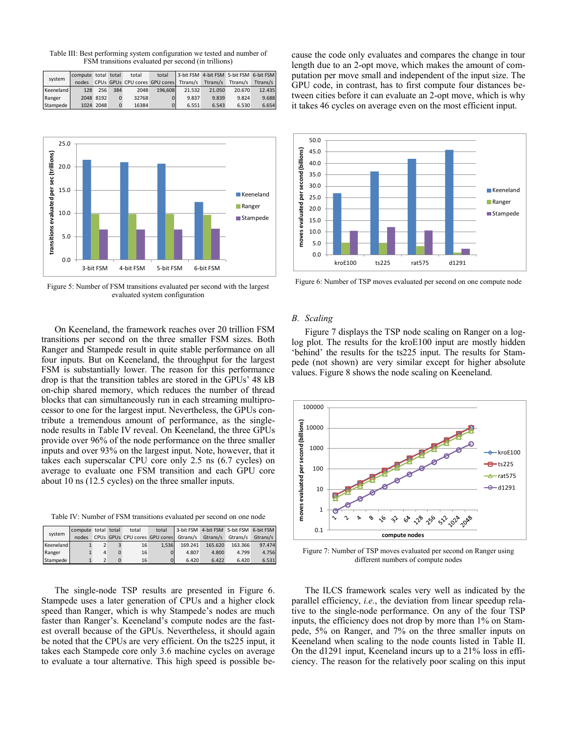Table III: Best performing system configuration we tested and number of FSM transitions evaluated per second (in trillions)

| system | compute nodes | total CPUs | total GPUs | total CPU cores | total GPU cores | 3-bit FSM Ttrans/s | 4-bit FSM Ttrans/s | 5-bit FSM Ttrans/s | 6-bit FSM Ttrans/s |
|---|---|---|---|---|---|---|---|---|---|
| Keeneland | 128 | 256 | 384 | 2048 | 196,608 | 21.532 | 21.050 | 20.670 | 12.435 |
| Ranger | 2048 | 8192 | 0 | 32768 | 0 | 9.837 | 9.839 | 9.824 | 9.688 |
| Stampede | 1024 | 2048 | 0 | 16384 | 0 | 6.551 | 6.543 | 6.530 | 6.654 |

Figure 5: Number of FSM transitions evaluated per second with the largest evaluated system configuration

On Keeneland, the framework reaches over 20 trillion FSM transitions per second on the three smaller FSM sizes. Both Ranger and Stampede result in quite stable performance on all four inputs. But on Keeneland, the throughput for the largest FSM is substantially lower. The reason for this performance drop is that the transition tables are stored in the GPUs' 48 kB on-chip shared memory, which reduces the number of thread blocks that can simultaneously run in each streaming multiprocessor to one for the largest input. Nevertheless, the GPUs contribute a tremendous amount of performance, as the single-node results in Table IV reveal. On Keeneland, the three GPUs provide over 96% of the node performance on the three smaller inputs and over 93% on the largest input. Note, however, that it takes each superscalar CPU core only 2.5 ns (6.7 cycles) on average to evaluate one FSM transition and each GPU core about 10 ns (12.5 cycles) on the three smaller inputs.

Table IV: Number of FSM transitions evaluated per second on one node

| system | compute nodes | total CPUs | total GPUs | total CPU cores | total GPU cores | 3-bit FSM Gtrans/s | 4-bit FSM Gtrans/s | 5-bit FSM Gtrans/s | 6-bit FSM Gtrans/s |
|---|---|---|---|---|---|---|---|---|---|
| Keeneland | 1 | 2 | 3 | 16 | 1,536 | 169.241 | 165.620 | 163.366 | 97.474 |
| Ranger | 1 | 4 | 0 | 16 | 0 | 4.807 | 4.800 | 4.799 | 4.756 |
| Stampede | 1 | 2 | 0 | 16 | 0 | 6.420 | 6.422 | 6.420 | 6.531 |

The single-node TSP results are presented in Figure 6. Stampede uses a later generation of CPUs and a higher clock speed than Ranger, which is why Stampede's nodes are much faster than Ranger's. Keeneland's compute nodes are the fastest overall because of the GPUs. Nevertheless, it should again be noted that the CPUs are very efficient. On the ts225 input, it takes each Stampede core only 3.6 machine cycles on average to evaluate a tour alternative. This high speed is possible because the code only evaluates and compares the change in tour length due to an 2-opt move, which makes the amount of computation per move small and independent of the input size. The GPU code, in contrast, has to first compute four distances between cities before it can evaluate an 2-opt move, which is why it takes 46 cycles on average even on the most efficient input.

Figure 6: Number of TSP moves evaluated per second on one compute node

## B. Scaling

Figure 7 displays the TSP node scaling on Ranger on a log-log plot. The results for the kroE100 input are mostly hidden 'behind' the results for the ts225 input. The results for Stampede (not shown) are very similar except for higher absolute values. Figure 8 shows the node scaling on Keeneland.

Figure 7: Number of TSP moves evaluated per second on Ranger using different numbers of compute nodes

The ILCS framework scales very well as indicated by the parallel efficiency, *i.e.*, the deviation from linear speedup relative to the single-node performance. On any of the four TSP inputs, the efficiency does not drop by more than 1% on Stampede, 5% on Ranger, and 7% on the three smaller inputs on Keeneland when scaling to the node counts listed in Table II. On the d1291 input, Keeneland incurs up to a 21% loss in efficiency. The reason for the relatively poor scaling on this input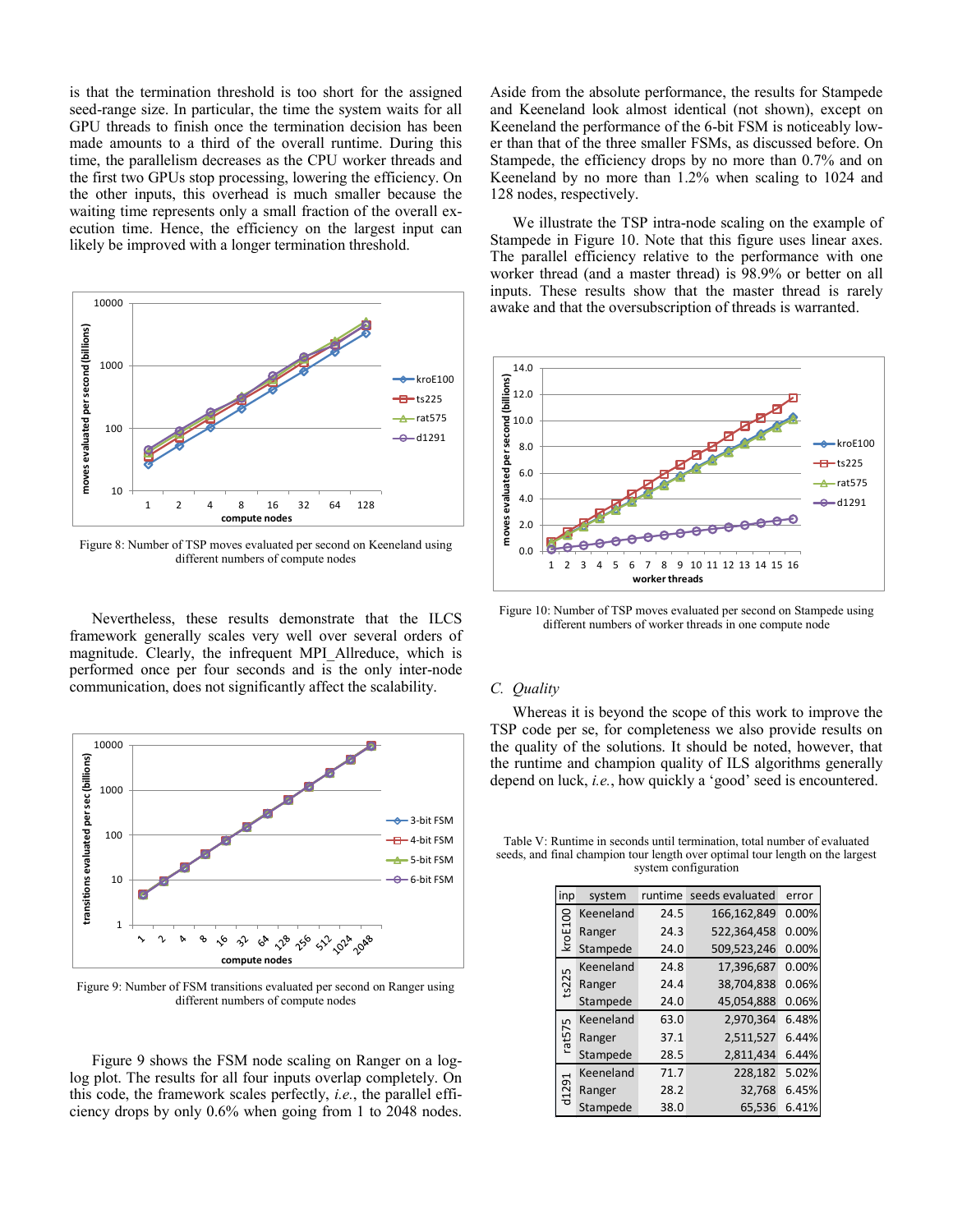is that the termination threshold is too short for the assigned seed-range size. In particular, the time the system waits for all GPU threads to finish once the termination decision has been made amounts to a third of the overall runtime. During this time, the parallelism decreases as the CPU worker threads and the first two GPUs stop processing, lowering the efficiency. On the other inputs, this overhead is much smaller because the waiting time represents only a small fraction of the overall execution time. Hence, the efficiency on the largest input can likely be improved with a longer termination threshold.

Figure 8: Number of TSP moves evaluated per second on Keeneland using different numbers of compute nodes

Nevertheless, these results demonstrate that the ILCS framework generally scales very well over several orders of magnitude. Clearly, the infrequent MPI_Allreduce, which is performed once per four seconds and is the only inter-node communication, does not significantly affect the scalability.

Figure 9: Number of FSM transitions evaluated per second on Ranger using different numbers of compute nodes

Figure 9 shows the FSM node scaling on Ranger on a log-log plot. The results for all four inputs overlap completely. On this code, the framework scales perfectly, *i.e.*, the parallel efficiency drops by only 0.6% when going from 1 to 2048 nodes. Aside from the absolute performance, the results for Stampede and Keeneland look almost identical (not shown), except on Keeneland the performance of the 6-bit FSM is noticeably lower than that of the three smaller FSMs, as discussed before. On Stampede, the efficiency drops by no more than 0.7% and on Keeneland by no more than 1.2% when scaling to 1024 and 128 nodes, respectively.

We illustrate the TSP intra-node scaling on the example of Stampede in Figure 10. Note that this figure uses linear axes. The parallel efficiency relative to the performance with one worker thread (and a master thread) is 98.9% or better on all inputs. These results show that the master thread is rarely awake and that the oversubscription of threads is warranted.

Figure 10: Number of TSP moves evaluated per second on Stampede using different numbers of worker threads in one compute node

### C. *Quality*

Whereas it is beyond the scope of this work to improve the TSP code per se, for completeness we also provide results on the quality of the solutions. It should be noted, however, that the runtime and champion quality of ILS algorithms generally depend on luck, *i.e.*, how quickly a 'good' seed is encountered.

Table V: Runtime in seconds until termination, total number of evaluated seeds, and final champion tour length over optimal tour length on the largest system configuration

| inp | system | runtime | seeds evaluated | error |
|---|---|---|---|---|
| kroE100 | Keeneland | 24.5 | 166,162,849 | 0.00% |
| | Ranger | 24.3 | 522,364,458 | 0.00% |
| | Stampede | 24.0 | 509,523,246 | 0.00% |
| ts225 | Keeneland | 24.8 | 17,396,687 | 0.00% |
| | Ranger | 24.4 | 38,704,838 | 0.06% |
| | Stampede | 24.0 | 45,054,888 | 0.06% |
| rat575 | Keeneland | 63.0 | 2,970,364 | 6.48% |
| | Ranger | 37.1 | 2,511,527 | 6.44% |
| | Stampede | 28.5 | 2,811,434 | 6.44% |
| d1291 | Keeneland | 71.7 | 228,182 | 5.02% |
| | Ranger | 28.2 | 32,768 | 6.45% |
| | Stampede | 38.0 | 65,536 | 6.41% |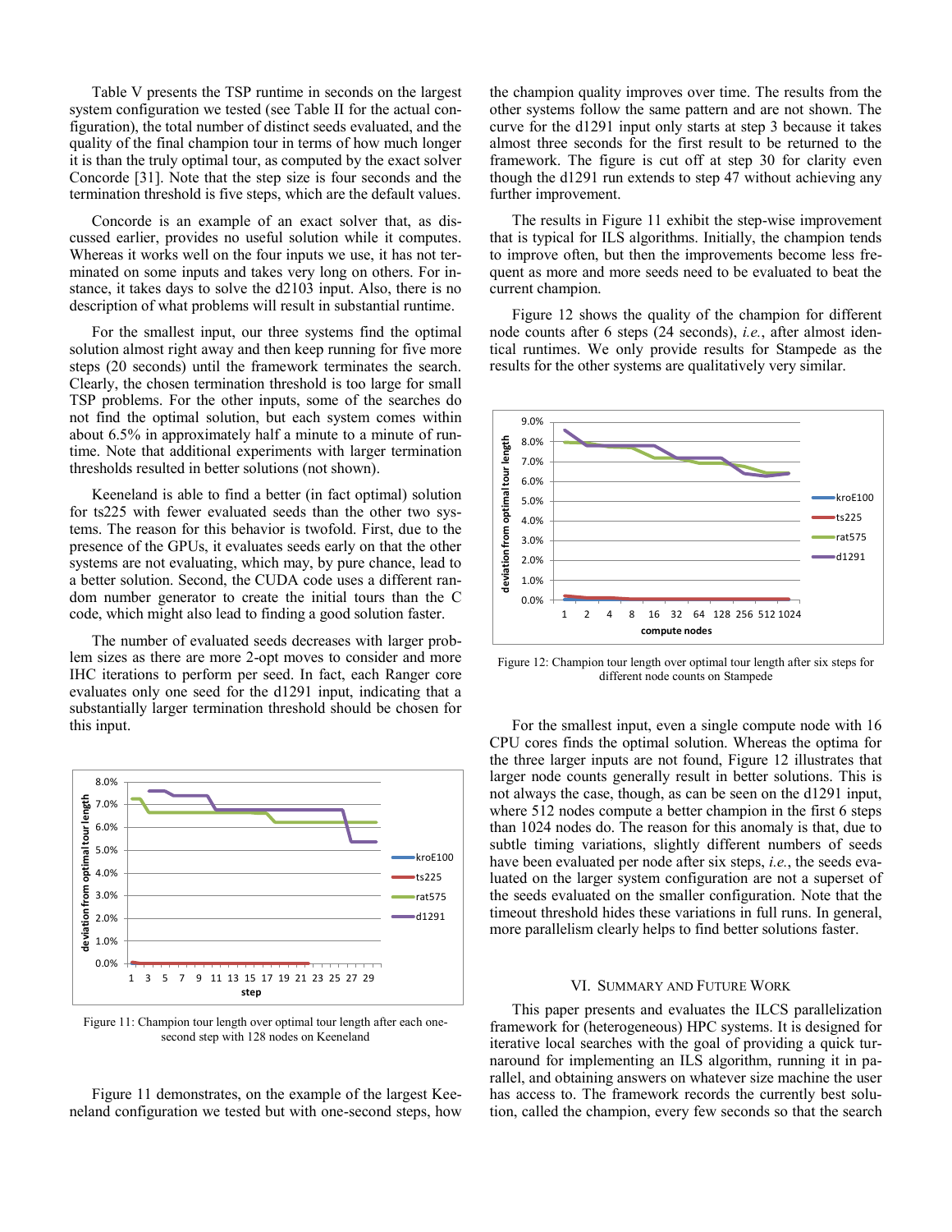Table V presents the TSP runtime in seconds on the largest system configuration we tested (see Table II for the actual configuration), the total number of distinct seeds evaluated, and the quality of the final champion tour in terms of how much longer it is than the truly optimal tour, as computed by the exact solver Concorde [31]. Note that the step size is four seconds and the termination threshold is five steps, which are the default values.

Concorde is an example of an exact solver that, as discussed earlier, provides no useful solution while it computes. Whereas it works well on the four inputs we use, it has not terminated on some inputs and takes very long on others. For instance, it takes days to solve the d2103 input. Also, there is no description of what problems will result in substantial runtime.

For the smallest input, our three systems find the optimal solution almost right away and then keep running for five more steps (20 seconds) until the framework terminates the search. Clearly, the chosen termination threshold is too large for small TSP problems. For the other inputs, some of the searches do not find the optimal solution, but each system comes within about 6.5% in approximately half a minute to a minute of runtime. Note that additional experiments with larger termination thresholds resulted in better solutions (not shown).

Keeneland is able to find a better (in fact optimal) solution for ts225 with fewer evaluated seeds than the other two systems. The reason for this behavior is twofold. First, due to the presence of the GPUs, it evaluates seeds early on that the other systems are not evaluating, which may, by pure chance, lead to a better solution. Second, the CUDA code uses a different random number generator to create the initial tours than the C code, which might also lead to finding a good solution faster.

The number of evaluated seeds decreases with larger problem sizes as there are more 2-opt moves to consider and more IHC iterations to perform per seed. In fact, each Ranger core evaluates only one seed for the d1291 input, indicating that a substantially larger termination threshold should be chosen for this input.

Figure 11: Champion tour length over optimal tour length after each one-second step with 128 nodes on Keeneland

Figure 11 demonstrates, on the example of the largest Keeneland configuration we tested but with one-second steps, how the champion quality improves over time. The results from the other systems follow the same pattern and are not shown. The curve for the d1291 input only starts at step 3 because it takes almost three seconds for the first result to be returned to the framework. The figure is cut off at step 30 for clarity even though the d1291 run extends to step 47 without achieving any further improvement.

The results in Figure 11 exhibit the step-wise improvement that is typical for ILS algorithms. Initially, the champion tends to improve often, but then the improvements become less frequent as more and more seeds need to be evaluated to beat the current champion.

Figure 12 shows the quality of the champion for different node counts after 6 steps (24 seconds), *i.e.*, after almost identical runtimes. We only provide results for Stampede as the results for the other systems are qualitatively very similar.

Figure 12: Champion tour length over optimal tour length after six steps for different node counts on Stampede

For the smallest input, even a single compute node with 16 CPU cores finds the optimal solution. Whereas the optima for the three larger inputs are not found, Figure 12 illustrates that larger node counts generally result in better solutions. This is not always the case, though, as can be seen on the d1291 input, where 512 nodes compute a better champion in the first 6 steps than 1024 nodes do. The reason for this anomaly is that, due to subtle timing variations, slightly different numbers of seeds have been evaluated per node after six steps, *i.e.*, the seeds evaluated on the larger system configuration are not a superset of the seeds evaluated on the smaller configuration. Note that the timeout threshold hides these variations in full runs. In general, more parallelism clearly helps to find better solutions faster.

## VI. Summary and Future Work

This paper presents and evaluates the ILCS parallelization framework for (heterogeneous) HPC systems. It is designed for iterative local searches with the goal of providing a quick turnaround for implementing an ILS algorithm, running it in parallel, and obtaining answers on whatever size machine the user has access to. The framework records the currently best solution, called the champion, every few seconds so that the search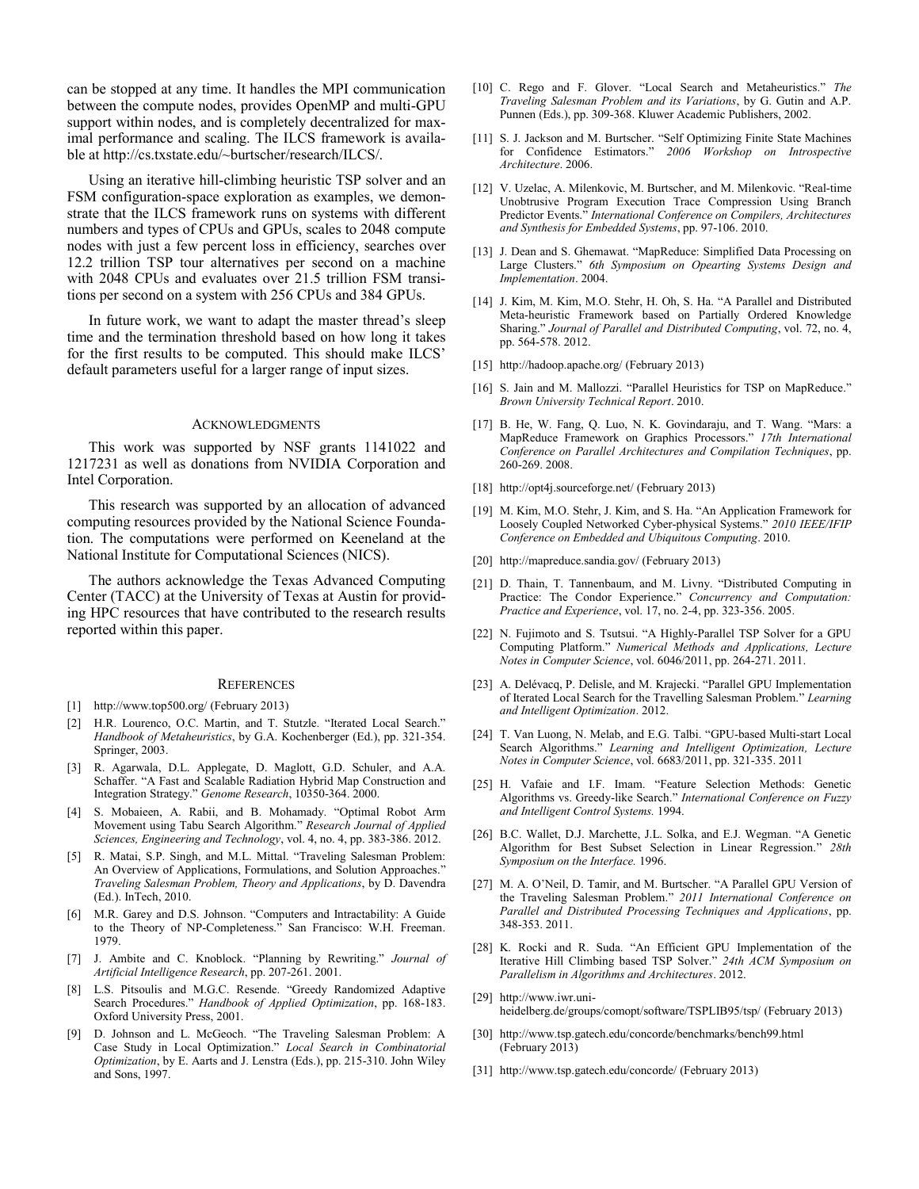can be stopped at any time. It handles the MPI communication between the compute nodes, provides OpenMP and multi-GPU support within nodes, and is completely decentralized for maximal performance and scaling. The ILCS framework is available at http://cs.txstate.edu/~burtscher/research/ILCS/.

Using an iterative hill-climbing heuristic TSP solver and an FSM configuration-space exploration as examples, we demonstrate that the ILCS framework runs on systems with different numbers and types of CPUs and GPUs, scales to 2048 compute nodes with just a few percent loss in efficiency, searches over 12.2 trillion TSP tour alternatives per second on a machine with 2048 CPUs and evaluates over 21.5 trillion FSM transitions per second on a system with 256 CPUs and 384 GPUs.

In future work, we want to adapt the master thread's sleep time and the termination threshold based on how long it takes for the first results to be computed. This should make ILCS' default parameters useful for a larger range of input sizes.

## Acknowledgments

This work was supported by NSF grants 1141022 and 1217231 as well as donations from NVIDIA Corporation and Intel Corporation.

This research was supported by an allocation of advanced computing resources provided by the National Science Foundation. The computations were performed on Keeneland at the National Institute for Computational Sciences (NICS).

The authors acknowledge the Texas Advanced Computing Center (TACC) at the University of Texas at Austin for providing HPC resources that have contributed to the research results reported within this paper.

## References

[1] http://www.top500.org/ (February 2013)

[2] H.R. Lourenco, O.C. Martin, and T. Stutzle. "Iterated Local Search." *Handbook of Metaheuristics*, by G.A. Kochenberger (Ed.), pp. 321-354. Springer, 2003.

[3] R. Agarwala, D.L. Applegate, D. Maglott, G.D. Schuler, and A.A. Schaffer. "A Fast and Scalable Radiation Hybrid Map Construction and Integration Strategy." *Genome Research*, 10350-364. 2000.

[4] S. Mobaieen, A. Rabii, and B. Mohamady. "Optimal Robot Arm Movement using Tabu Search Algorithm." *Research Journal of Applied Sciences, Engineering and Technology*, vol. 4, no. 4, pp. 383-386. 2012.

[5] R. Matai, S.P. Singh, and M.L. Mittal. "Traveling Salesman Problem: An Overview of Applications, Formulations, and Solution Approaches." *Traveling Salesman Problem, Theory and Applications*, by D. Davendra (Ed.). InTech, 2010.

[6] M.R. Garey and D.S. Johnson. "Computers and Intractability: A Guide to the Theory of NP-Completeness." San Francisco: W.H. Freeman. 1979.

[7] J. Ambite and C. Knoblock. "Planning by Rewriting." *Journal of Artificial Intelligence Research*, pp. 207-261. 2001.

[8] L.S. Pitsoulis and M.G.C. Resende. "Greedy Randomized Adaptive Search Procedures." *Handbook of Applied Optimization*, pp. 168-183. Oxford University Press, 2001.

[9] D. Johnson and L. McGeoch. "The Traveling Salesman Problem: A Case Study in Local Optimization." *Local Search in Combinatorial Optimization*, by E. Aarts and J. Lenstra (Eds.), pp. 215-310. John Wiley and Sons, 1997.

[10] C. Rego and F. Glover. "Local Search and Metaheuristics." *The Traveling Salesman Problem and its Variations*, by G. Gutin and A.P. Punnen (Eds.), pp. 309-368. Kluwer Academic Publishers, 2002.

[11] S. J. Jackson and M. Burtscher. "Self Optimizing Finite State Machines for Confidence Estimators." *2006 Workshop on Introspective Architecture*. 2006.

[12] V. Uzelac, A. Milenkovic, M. Burtscher, and M. Milenkovic. "Real-time Unobtrusive Program Execution Trace Compression Using Branch Predictor Events." *International Conference on Compilers, Architectures and Synthesis for Embedded Systems*, pp. 97-106. 2010.

[13] J. Dean and S. Ghemawat. "MapReduce: Simplified Data Processing on Large Clusters." *6th Symposium on Opearting Systems Design and Implementation*. 2004.

[14] J. Kim, M. Kim, M.O. Stehr, H. Oh, S. Ha. "A Parallel and Distributed Meta-heuristic Framework based on Partially Ordered Knowledge Sharing." *Journal of Parallel and Distributed Computing*, vol. 72, no. 4, pp. 564-578. 2012.

[15] http://hadoop.apache.org/ (February 2013)

[16] S. Jain and M. Mallozzi. "Parallel Heuristics for TSP on MapReduce." *Brown University Technical Report*. 2010.

[17] B. He, W. Fang, Q. Luo, N. K. Govindaraju, and T. Wang. "Mars: a MapReduce Framework on Graphics Processors." *17th International Conference on Parallel Architectures and Compilation Techniques*, pp. 260-269. 2008.

[18] http://opt4j.sourceforge.net/ (February 2013)

[19] M. Kim, M.O. Stehr, J. Kim, and S. Ha. "An Application Framework for Loosely Coupled Networked Cyber-physical Systems." *2010 IEEE/IFIP Conference on Embedded and Ubiquitous Computing*. 2010.

[20] http://mapreduce.sandia.gov/ (February 2013)

[21] D. Thain, T. Tannenbaum, and M. Livny. "Distributed Computing in Practice: The Condor Experience." *Concurrency and Computation: Practice and Experience*, vol. 17, no. 2-4, pp. 323-356. 2005.

[22] N. Fujimoto and S. Tsutsui. "A Highly-Parallel TSP Solver for a GPU Computing Platform." *Numerical Methods and Applications, Lecture Notes in Computer Science*, vol. 6046/2011, pp. 264-271. 2011.

[23] A. Delévacq, P. Delisle, and M. Krajecki. "Parallel GPU Implementation of Iterated Local Search for the Travelling Salesman Problem." *Learning and Intelligent Optimization*. 2012.

[24] T. Van Luong, N. Melab, and E.G. Talbi. "GPU-based Multi-start Local Search Algorithms." *Learning and Intelligent Optimization, Lecture Notes in Computer Science*, vol. 6683/2011, pp. 321-335. 2011

[25] H. Vafaie and I.F. Imam. "Feature Selection Methods: Genetic Algorithms vs. Greedy-like Search." *International Conference on Fuzzy and Intelligent Control Systems.* 1994.

[26] B.C. Wallet, D.J. Marchette, J.L. Solka, and E.J. Wegman. "A Genetic Algorithm for Best Subset Selection in Linear Regression." *28th Symposium on the Interface.* 1996.

[27] M. A. O'Neil, D. Tamir, and M. Burtscher. "A Parallel GPU Version of the Traveling Salesman Problem." *2011 International Conference on Parallel and Distributed Processing Techniques and Applications*, pp. 348-353. 2011.

[28] K. Rocki and R. Suda. "An Efficient GPU Implementation of the Iterative Hill Climbing based TSP Solver." *24th ACM Symposium on Parallelism in Algorithms and Architectures*. 2012.

[29] http://www.iwr.uni-heidelberg.de/groups/comopt/software/TSPLIB95/tsp/ (February 2013)

[30] http://www.tsp.gatech.edu/concorde/benchmarks/bench99.html (February 2013)

[31] http://www.tsp.gatech.edu/concorde/ (February 2013)